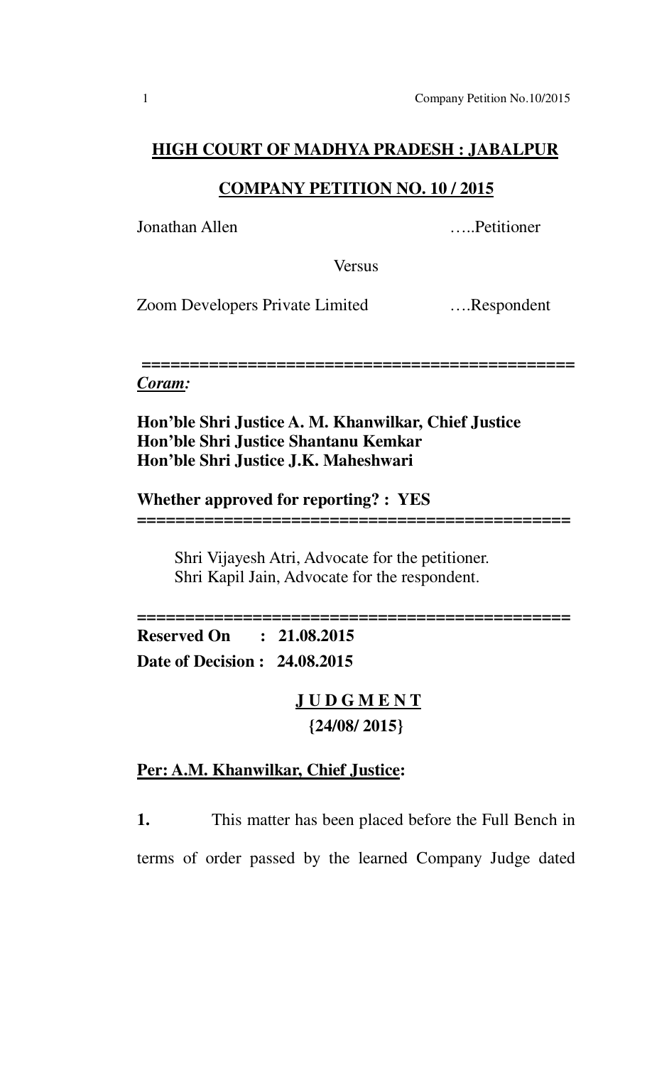## HIGH COURT OF MADHYA PRADESH : JABALPUR

## COMPANY PETITION NO. 10 / 2015

Jonathan Allen …..Petitioner

Versus

Zoom Developers Private Limited ….Respondent

============================================

***Coram:***

**Hon'ble Shri Justice A. M. Khanwilkar, Chief Justice**
**Hon'ble Shri Justice Shantanu Kemkar**
**Hon'ble Shri Justice J.K. Maheshwari**

**Whether approved for reporting? : YES**

============================================

Shri Vijayesh Atri, Advocate for the petitioner.
Shri Kapil Jain, Advocate for the respondent.

============================================

**Reserved On : 21.08.2015**

**Date of Decision : 24.08.2015**

**J U D G M E N T**

**{24/08/ 2015}**

**Per: A.M. Khanwilkar, Chief Justice:**

**1.** This matter has been placed before the Full Bench in terms of order passed by the learned Company Judge dated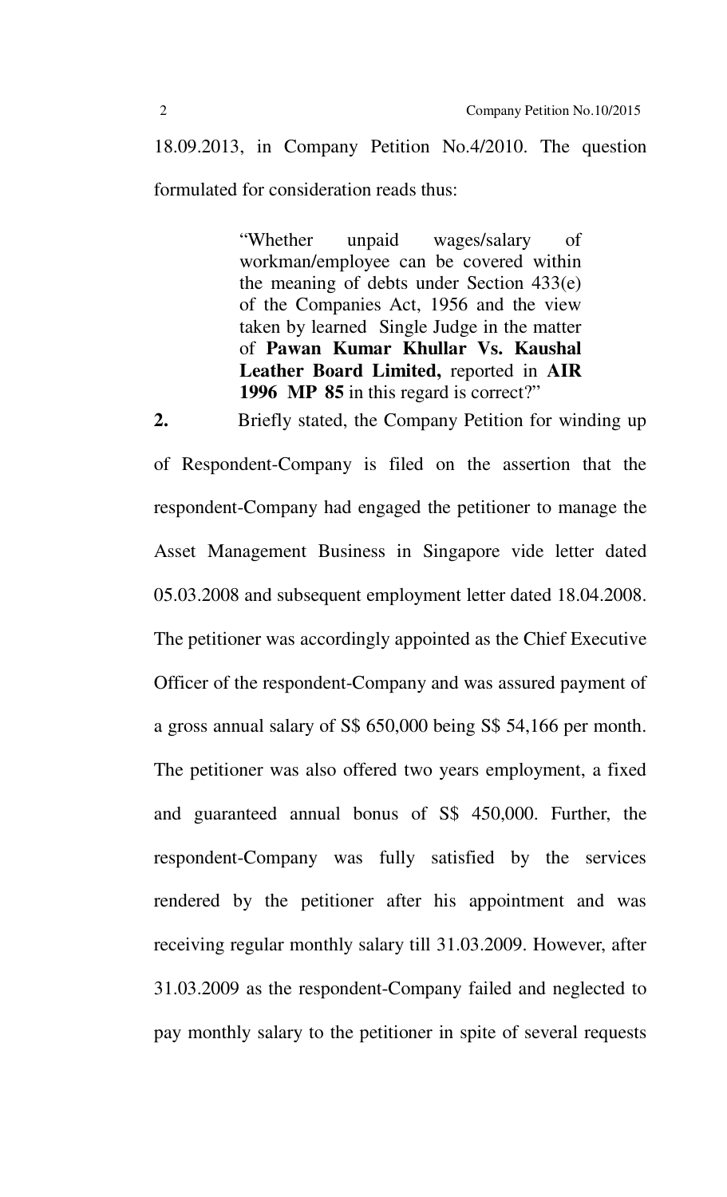18.09.2013, in Company Petition No.4/2010. The question formulated for consideration reads thus:

> "Whether unpaid wages/salary of workman/employee can be covered within the meaning of debts under Section 433(e) of the Companies Act, 1956 and the view taken by learned Single Judge in the matter of **Pawan Kumar Khullar Vs. Kaushal Leather Board Limited,** reported in **AIR 1996 MP 85** in this regard is correct?"

**2.** Briefly stated, the Company Petition for winding up of Respondent-Company is filed on the assertion that the respondent-Company had engaged the petitioner to manage the Asset Management Business in Singapore vide letter dated 05.03.2008 and subsequent employment letter dated 18.04.2008. The petitioner was accordingly appointed as the Chief Executive Officer of the respondent-Company and was assured payment of a gross annual salary of S$ 650,000 being S$ 54,166 per month. The petitioner was also offered two years employment, a fixed and guaranteed annual bonus of S$ 450,000. Further, the respondent-Company was fully satisfied by the services rendered by the petitioner after his appointment and was receiving regular monthly salary till 31.03.2009. However, after 31.03.2009 as the respondent-Company failed and neglected to pay monthly salary to the petitioner in spite of several requests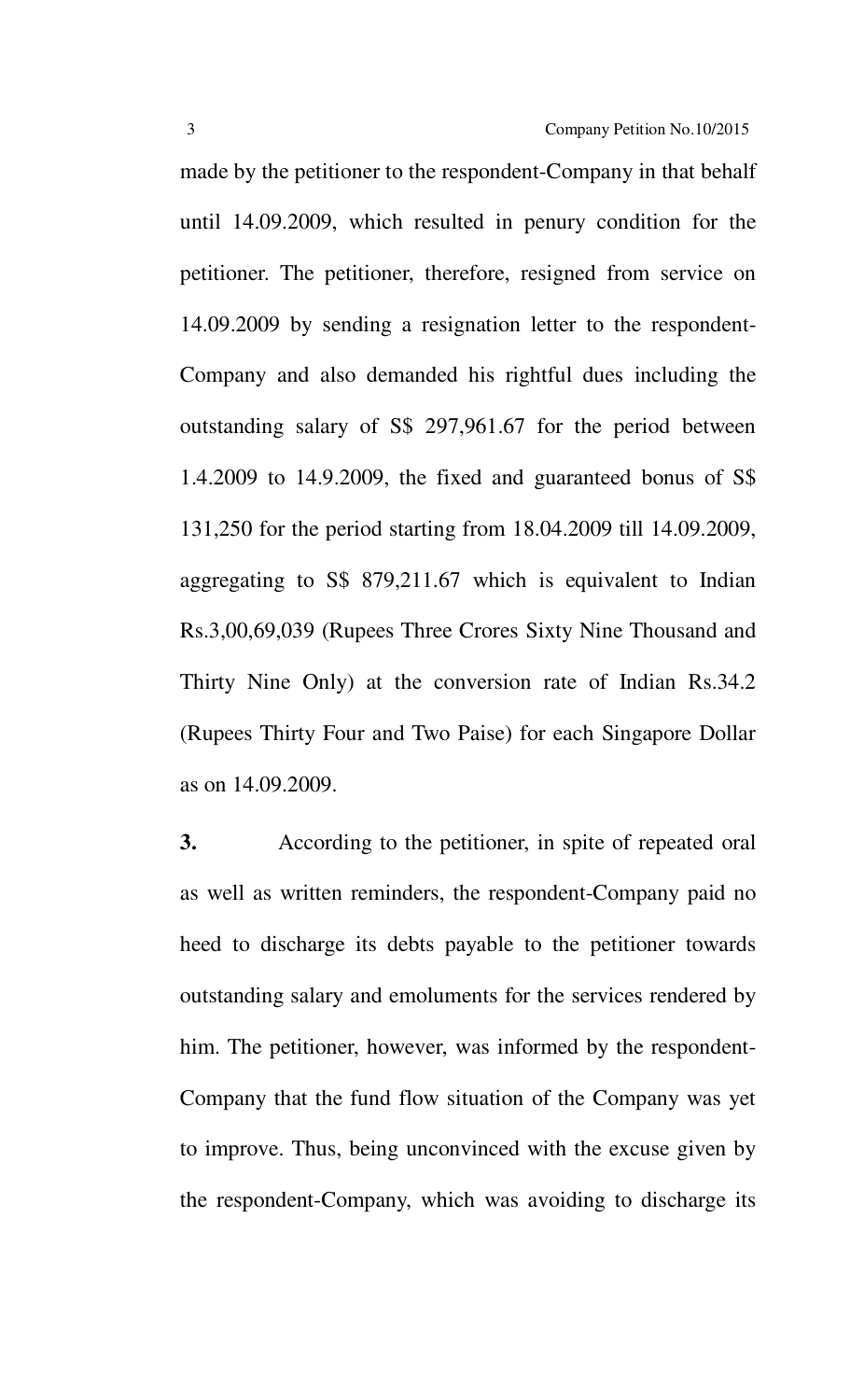made by the petitioner to the respondent-Company in that behalf until 14.09.2009, which resulted in penury condition for the petitioner. The petitioner, therefore, resigned from service on 14.09.2009 by sending a resignation letter to the respondent-Company and also demanded his rightful dues including the outstanding salary of S$ 297,961.67 for the period between 1.4.2009 to 14.9.2009, the fixed and guaranteed bonus of S$ 131,250 for the period starting from 18.04.2009 till 14.09.2009, aggregating to S$ 879,211.67 which is equivalent to Indian Rs.3,00,69,039 (Rupees Three Crores Sixty Nine Thousand and Thirty Nine Only) at the conversion rate of Indian Rs.34.2 (Rupees Thirty Four and Two Paise) for each Singapore Dollar as on 14.09.2009.

**3.** According to the petitioner, in spite of repeated oral as well as written reminders, the respondent-Company paid no heed to discharge its debts payable to the petitioner towards outstanding salary and emoluments for the services rendered by him. The petitioner, however, was informed by the respondent-Company that the fund flow situation of the Company was yet to improve. Thus, being unconvinced with the excuse given by the respondent-Company, which was avoiding to discharge its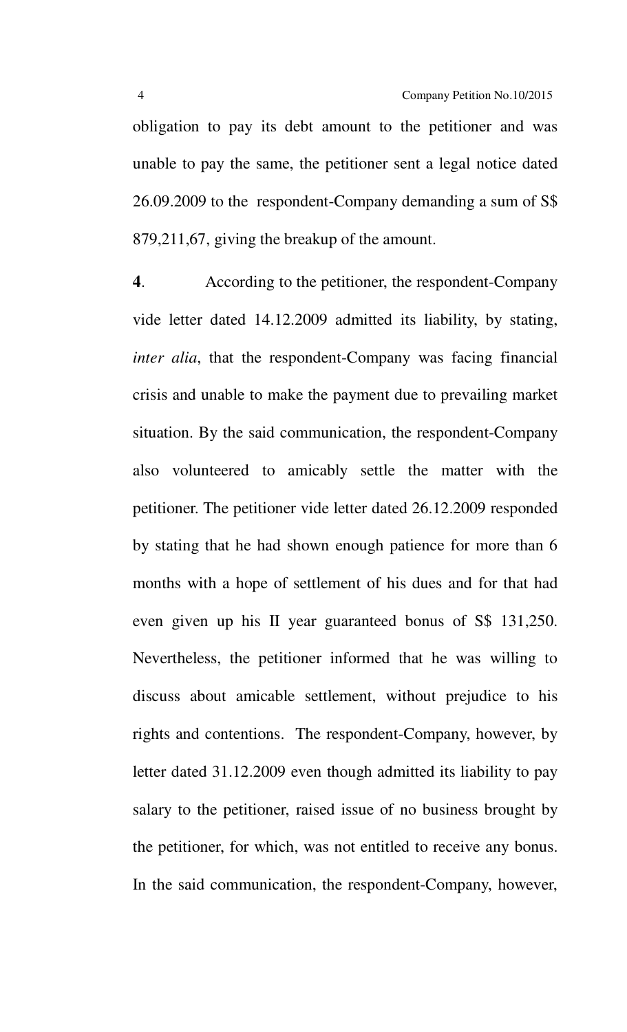obligation to pay its debt amount to the petitioner and was unable to pay the same, the petitioner sent a legal notice dated 26.09.2009 to the respondent-Company demanding a sum of S$ 879,211,67, giving the breakup of the amount.

**4**. According to the petitioner, the respondent-Company vide letter dated 14.12.2009 admitted its liability, by stating, *inter alia*, that the respondent-Company was facing financial crisis and unable to make the payment due to prevailing market situation. By the said communication, the respondent-Company also volunteered to amicably settle the matter with the petitioner. The petitioner vide letter dated 26.12.2009 responded by stating that he had shown enough patience for more than 6 months with a hope of settlement of his dues and for that had even given up his II year guaranteed bonus of S$ 131,250. Nevertheless, the petitioner informed that he was willing to discuss about amicable settlement, without prejudice to his rights and contentions. The respondent-Company, however, by letter dated 31.12.2009 even though admitted its liability to pay salary to the petitioner, raised issue of no business brought by the petitioner, for which, was not entitled to receive any bonus. In the said communication, the respondent-Company, however,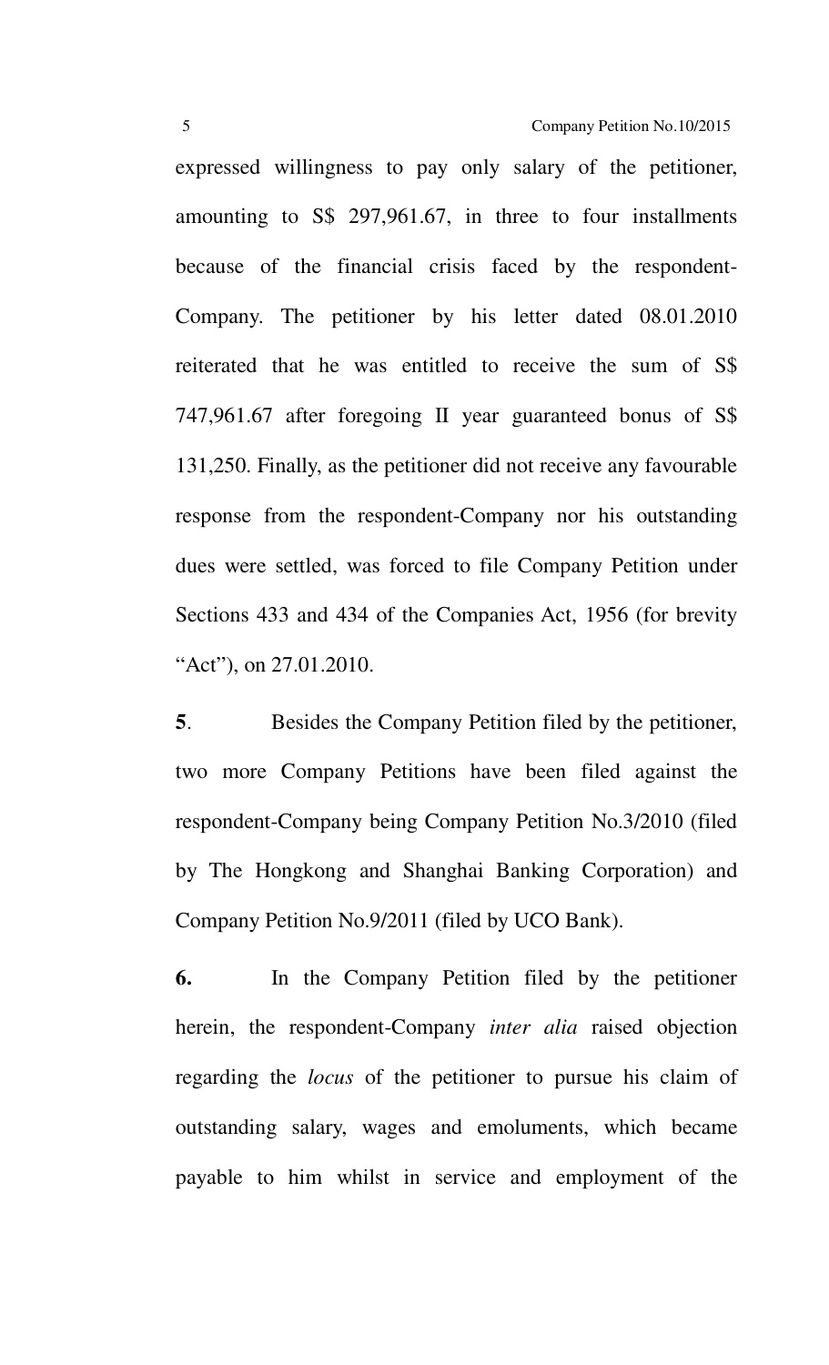expressed willingness to pay only salary of the petitioner, amounting to S$ 297,961.67, in three to four installments because of the financial crisis faced by the respondent-Company. The petitioner by his letter dated 08.01.2010 reiterated that he was entitled to receive the sum of S$ 747,961.67 after foregoing II year guaranteed bonus of S$ 131,250. Finally, as the petitioner did not receive any favourable response from the respondent-Company nor his outstanding dues were settled, was forced to file Company Petition under Sections 433 and 434 of the Companies Act, 1956 (for brevity "Act"), on 27.01.2010.

**5**. Besides the Company Petition filed by the petitioner, two more Company Petitions have been filed against the respondent-Company being Company Petition No.3/2010 (filed by The Hongkong and Shanghai Banking Corporation) and Company Petition No.9/2011 (filed by UCO Bank).

**6.** In the Company Petition filed by the petitioner herein, the respondent-Company *inter alia* raised objection regarding the *locus* of the petitioner to pursue his claim of outstanding salary, wages and emoluments, which became payable to him whilst in service and employment of the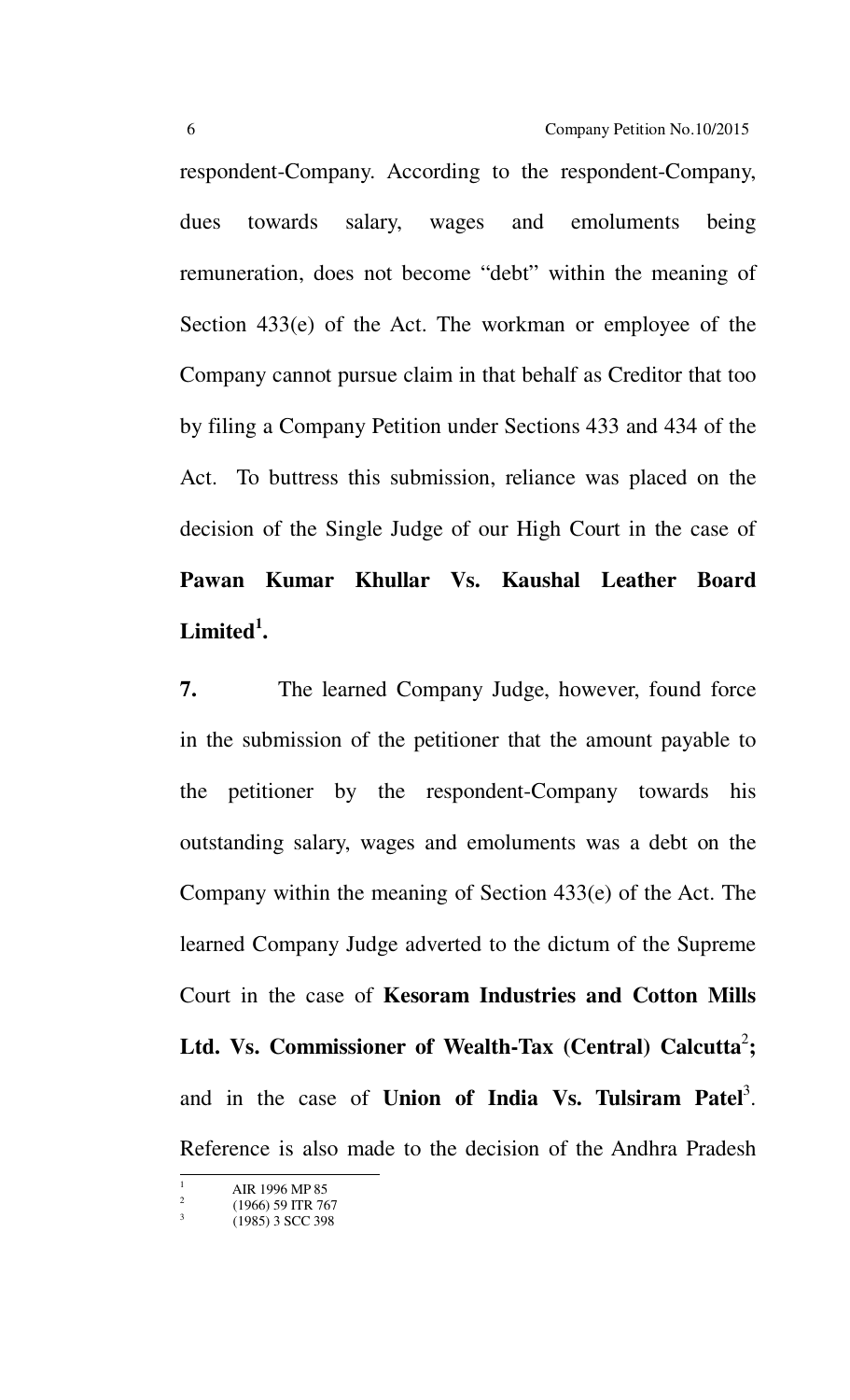respondent-Company. According to the respondent-Company, dues towards salary, wages and emoluments being remuneration, does not become "debt" within the meaning of Section 433(e) of the Act. The workman or employee of the Company cannot pursue claim in that behalf as Creditor that too by filing a Company Petition under Sections 433 and 434 of the Act. To buttress this submission, reliance was placed on the decision of the Single Judge of our High Court in the case of **Pawan Kumar Khullar Vs. Kaushal Leather Board Limited**[1].

**7.** The learned Company Judge, however, found force in the submission of the petitioner that the amount payable to the petitioner by the respondent-Company towards his outstanding salary, wages and emoluments was a debt on the Company within the meaning of Section 433(e) of the Act. The learned Company Judge adverted to the dictum of the Supreme Court in the case of **Kesoram Industries and Cotton Mills Ltd. Vs. Commissioner of Wealth-Tax (Central) Calcutta**[2]**;** and in the case of **Union of India Vs. Tulsiram Patel**[3]. Reference is also made to the decision of the Andhra Pradesh

---

[1] AIR 1996 MP 85

[2] (1966) 59 ITR 767

[3] (1985) 3 SCC 398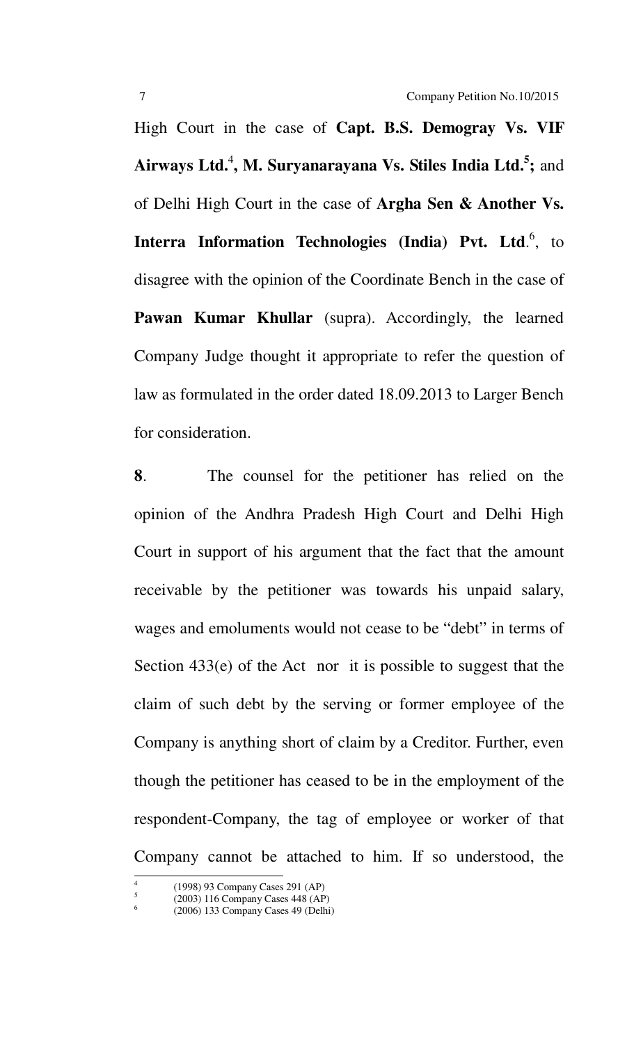High Court in the case of **Capt. B.S. Demogray Vs. VIF Airways Ltd.**[4], **M. Suryanarayana Vs. Stiles India Ltd.**[5]**;** and of Delhi High Court in the case of **Argha Sen & Another Vs. Interra Information Technologies (India) Pvt. Ltd**.[6], to disagree with the opinion of the Coordinate Bench in the case of **Pawan Kumar Khullar** (supra). Accordingly, the learned Company Judge thought it appropriate to refer the question of law as formulated in the order dated 18.09.2013 to Larger Bench for consideration.

**8**. The counsel for the petitioner has relied on the opinion of the Andhra Pradesh High Court and Delhi High Court in support of his argument that the fact that the amount receivable by the petitioner was towards his unpaid salary, wages and emoluments would not cease to be "debt" in terms of Section 433(e) of the Act nor it is possible to suggest that the claim of such debt by the serving or former employee of the Company is anything short of claim by a Creditor. Further, even though the petitioner has ceased to be in the employment of the respondent-Company, the tag of employee or worker of that Company cannot be attached to him. If so understood, the

---

[4] (1998) 93 Company Cases 291 (AP)

[5] (2003) 116 Company Cases 448 (AP)

[6] (2006) 133 Company Cases 49 (Delhi)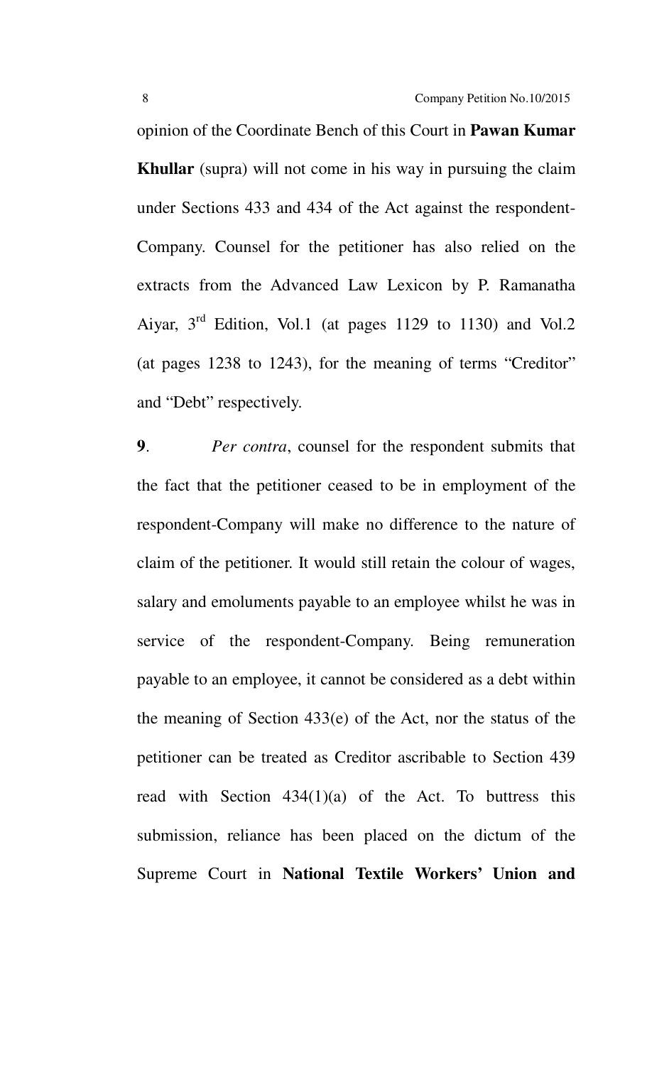opinion of the Coordinate Bench of this Court in **Pawan Kumar Khullar** (supra) will not come in his way in pursuing the claim under Sections 433 and 434 of the Act against the respondent-Company. Counsel for the petitioner has also relied on the extracts from the Advanced Law Lexicon by P. Ramanatha Aiyar, 3rd Edition, Vol.1 (at pages 1129 to 1130) and Vol.2 (at pages 1238 to 1243), for the meaning of terms "Creditor" and "Debt" respectively.

**9**. *Per contra*, counsel for the respondent submits that the fact that the petitioner ceased to be in employment of the respondent-Company will make no difference to the nature of claim of the petitioner. It would still retain the colour of wages, salary and emoluments payable to an employee whilst he was in service of the respondent-Company. Being remuneration payable to an employee, it cannot be considered as a debt within the meaning of Section 433(e) of the Act, nor the status of the petitioner can be treated as Creditor ascribable to Section 439 read with Section 434(1)(a) of the Act. To buttress this submission, reliance has been placed on the dictum of the Supreme Court in **National Textile Workers' Union and**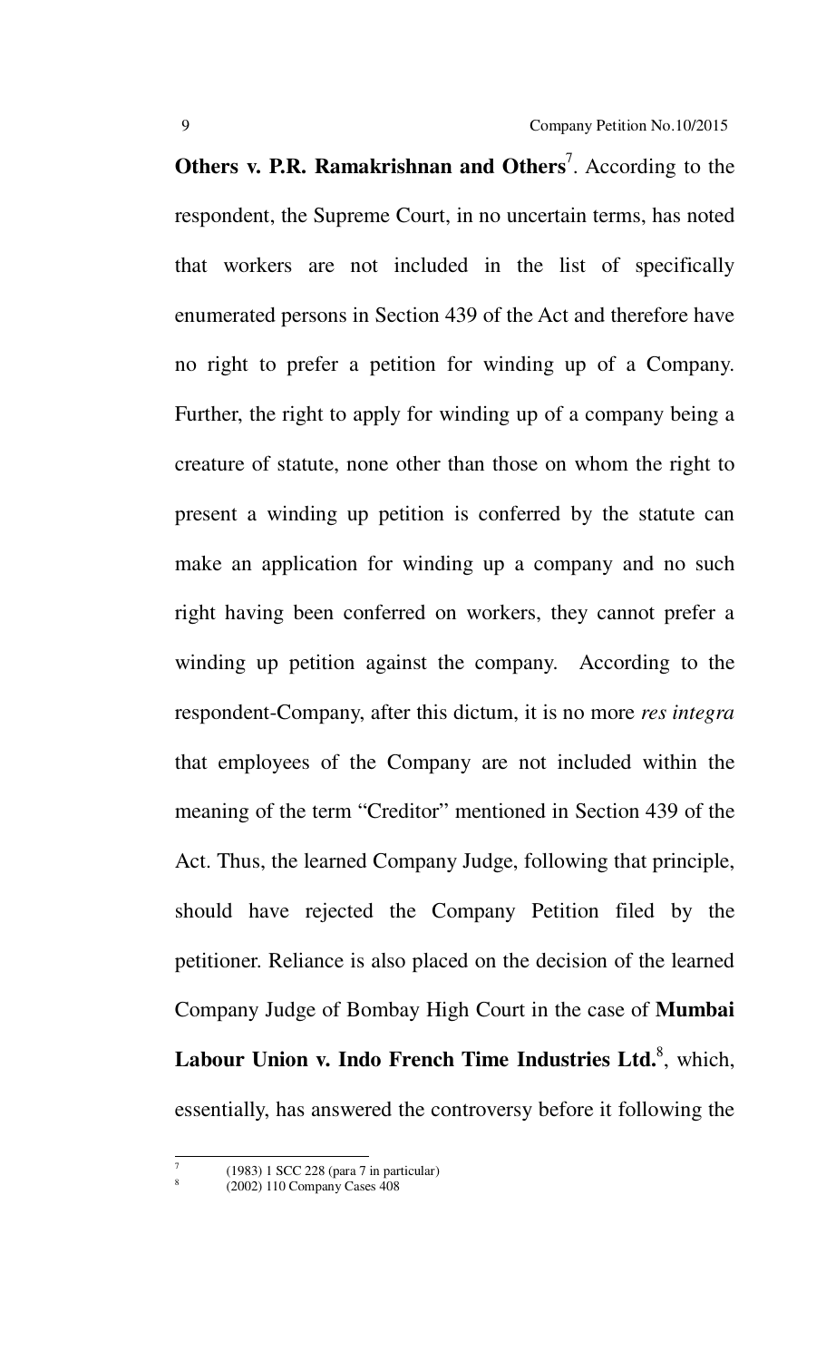**Others v. P.R. Ramakrishnan and Others**[7]. According to the respondent, the Supreme Court, in no uncertain terms, has noted that workers are not included in the list of specifically enumerated persons in Section 439 of the Act and therefore have no right to prefer a petition for winding up of a Company. Further, the right to apply for winding up of a company being a creature of statute, none other than those on whom the right to present a winding up petition is conferred by the statute can make an application for winding up a company and no such right having been conferred on workers, they cannot prefer a winding up petition against the company. According to the respondent-Company, after this dictum, it is no more *res integra* that employees of the Company are not included within the meaning of the term "Creditor" mentioned in Section 439 of the Act. Thus, the learned Company Judge, following that principle, should have rejected the Company Petition filed by the petitioner. Reliance is also placed on the decision of the learned Company Judge of Bombay High Court in the case of **Mumbai Labour Union v. Indo French Time Industries Ltd.**[8], which, essentially, has answered the controversy before it following the

---

[7] (1983) 1 SCC 228 (para 7 in particular)

[8] (2002) 110 Company Cases 408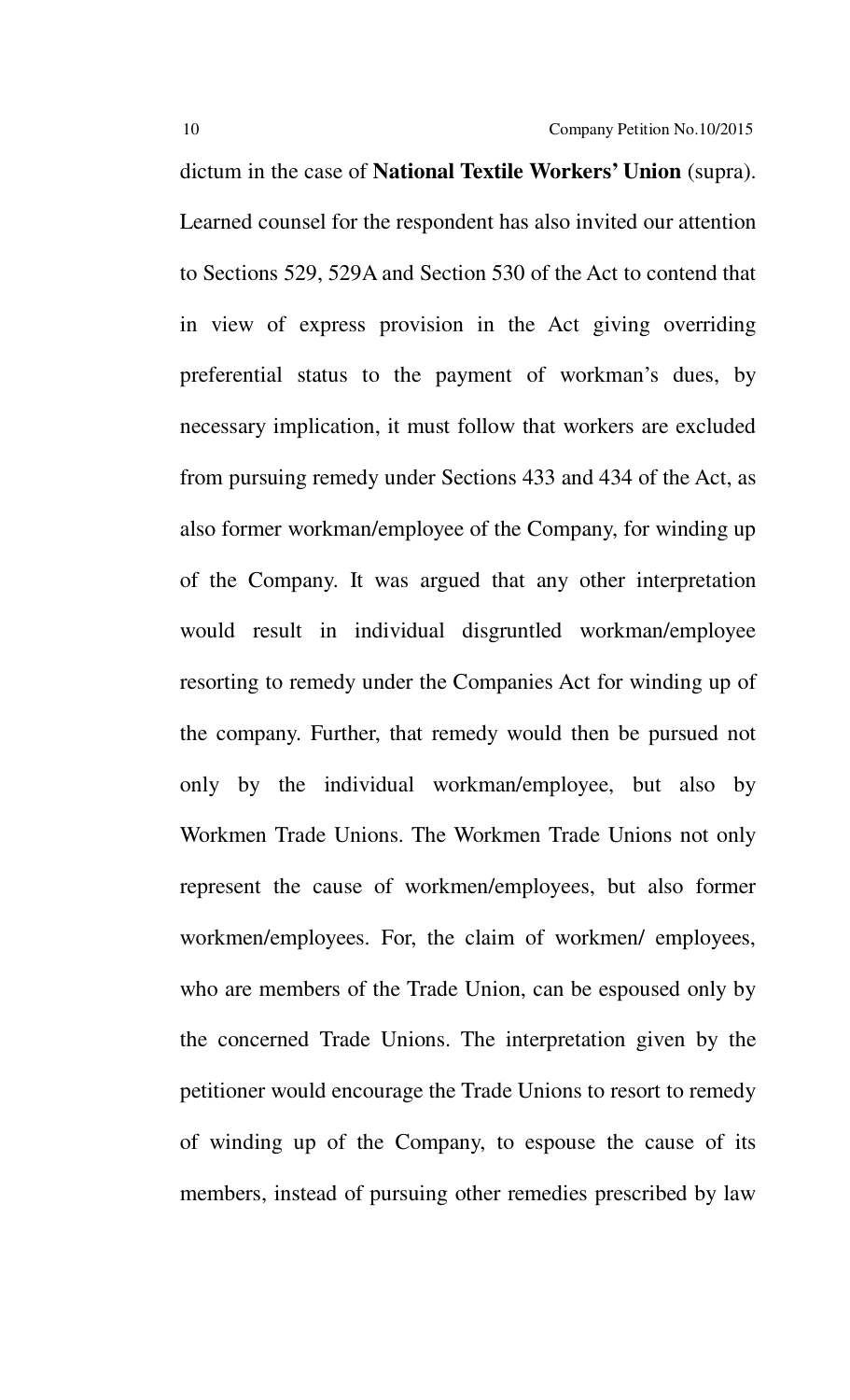dictum in the case of **National Textile Workers' Union** (supra). Learned counsel for the respondent has also invited our attention to Sections 529, 529A and Section 530 of the Act to contend that in view of express provision in the Act giving overriding preferential status to the payment of workman's dues, by necessary implication, it must follow that workers are excluded from pursuing remedy under Sections 433 and 434 of the Act, as also former workman/employee of the Company, for winding up of the Company. It was argued that any other interpretation would result in individual disgruntled workman/employee resorting to remedy under the Companies Act for winding up of the company. Further, that remedy would then be pursued not only by the individual workman/employee, but also by Workmen Trade Unions. The Workmen Trade Unions not only represent the cause of workmen/employees, but also former workmen/employees. For, the claim of workmen/ employees, who are members of the Trade Union, can be espoused only by the concerned Trade Unions. The interpretation given by the petitioner would encourage the Trade Unions to resort to remedy of winding up of the Company, to espouse the cause of its members, instead of pursuing other remedies prescribed by law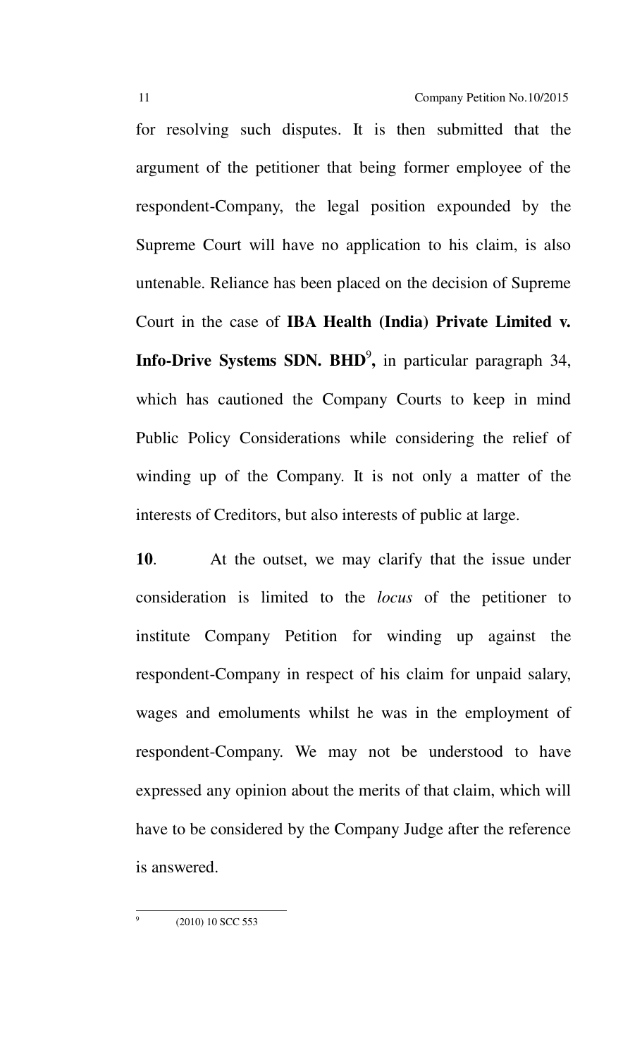for resolving such disputes. It is then submitted that the argument of the petitioner that being former employee of the respondent-Company, the legal position expounded by the Supreme Court will have no application to his claim, is also untenable. Reliance has been placed on the decision of Supreme Court in the case of **IBA Health (India) Private Limited v. Info-Drive Systems SDN. BHD**[9]**,** in particular paragraph 34, which has cautioned the Company Courts to keep in mind Public Policy Considerations while considering the relief of winding up of the Company. It is not only a matter of the interests of Creditors, but also interests of public at large.

**10**. At the outset, we may clarify that the issue under consideration is limited to the *locus* of the petitioner to institute Company Petition for winding up against the respondent-Company in respect of his claim for unpaid salary, wages and emoluments whilst he was in the employment of respondent-Company. We may not be understood to have expressed any opinion about the merits of that claim, which will have to be considered by the Company Judge after the reference is answered.

---

[9] (2010) 10 SCC 553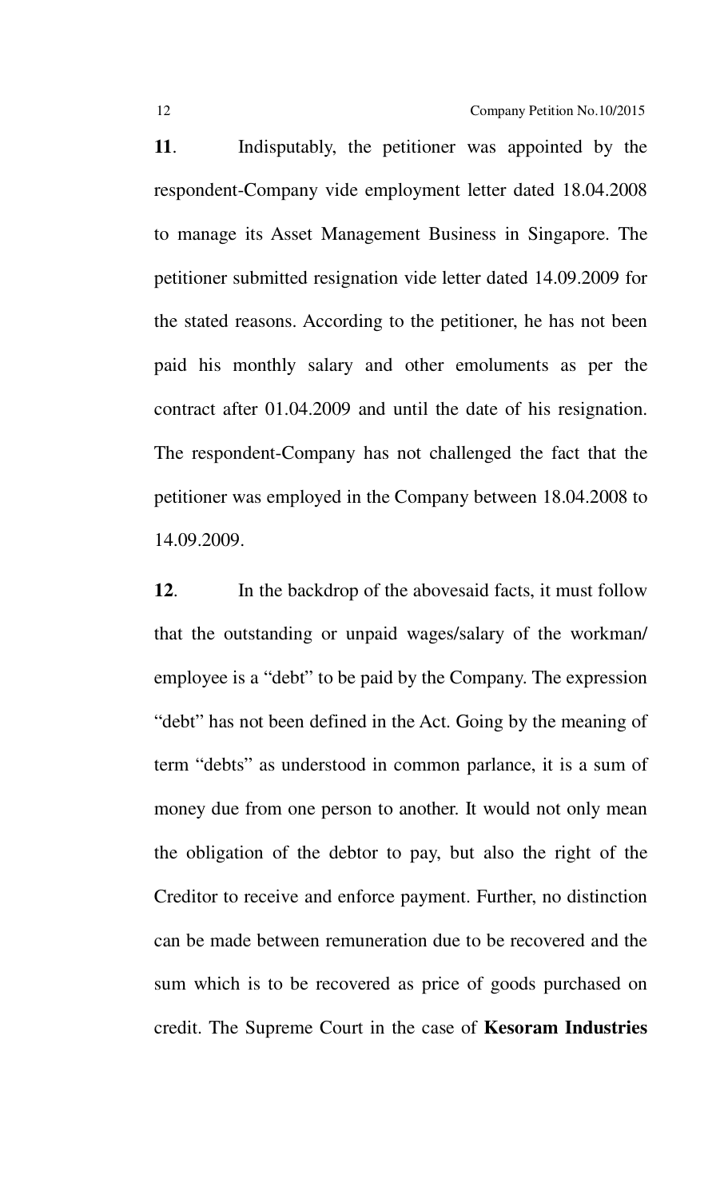**11**. Indisputably, the petitioner was appointed by the respondent-Company vide employment letter dated 18.04.2008 to manage its Asset Management Business in Singapore. The petitioner submitted resignation vide letter dated 14.09.2009 for the stated reasons. According to the petitioner, he has not been paid his monthly salary and other emoluments as per the contract after 01.04.2009 and until the date of his resignation. The respondent-Company has not challenged the fact that the petitioner was employed in the Company between 18.04.2008 to 14.09.2009.

**12**. In the backdrop of the abovesaid facts, it must follow that the outstanding or unpaid wages/salary of the workman/ employee is a "debt" to be paid by the Company. The expression "debt" has not been defined in the Act. Going by the meaning of term "debts" as understood in common parlance, it is a sum of money due from one person to another. It would not only mean the obligation of the debtor to pay, but also the right of the Creditor to receive and enforce payment. Further, no distinction can be made between remuneration due to be recovered and the sum which is to be recovered as price of goods purchased on credit. The Supreme Court in the case of **Kesoram Industries**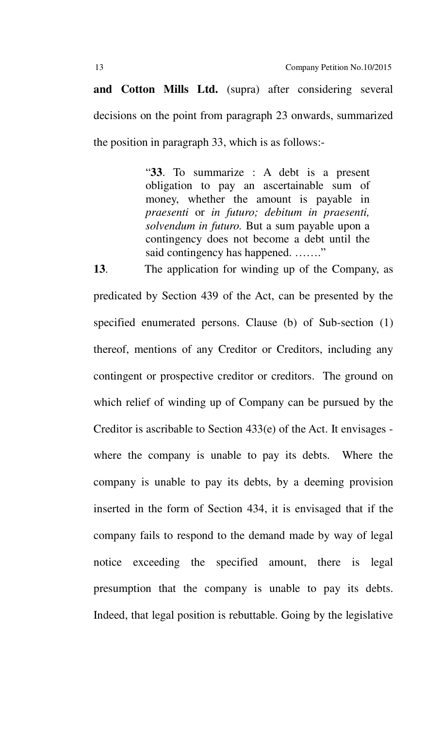**and Cotton Mills Ltd.** (supra) after considering several decisions on the point from paragraph 23 onwards, summarized the position in paragraph 33, which is as follows:-

> "**33**. To summarize : A debt is a present obligation to pay an ascertainable sum of money, whether the amount is payable in *praesenti* or *in futuro; debitum in praesenti, solvendum in futuro.* But a sum payable upon a contingency does not become a debt until the said contingency has happened. ……."

**13**. The application for winding up of the Company, as predicated by Section 439 of the Act, can be presented by the specified enumerated persons. Clause (b) of Sub-section (1) thereof, mentions of any Creditor or Creditors, including any contingent or prospective creditor or creditors. The ground on which relief of winding up of Company can be pursued by the Creditor is ascribable to Section 433(e) of the Act. It envisages - where the company is unable to pay its debts. Where the company is unable to pay its debts, by a deeming provision inserted in the form of Section 434, it is envisaged that if the company fails to respond to the demand made by way of legal notice exceeding the specified amount, there is legal presumption that the company is unable to pay its debts. Indeed, that legal position is rebuttable. Going by the legislative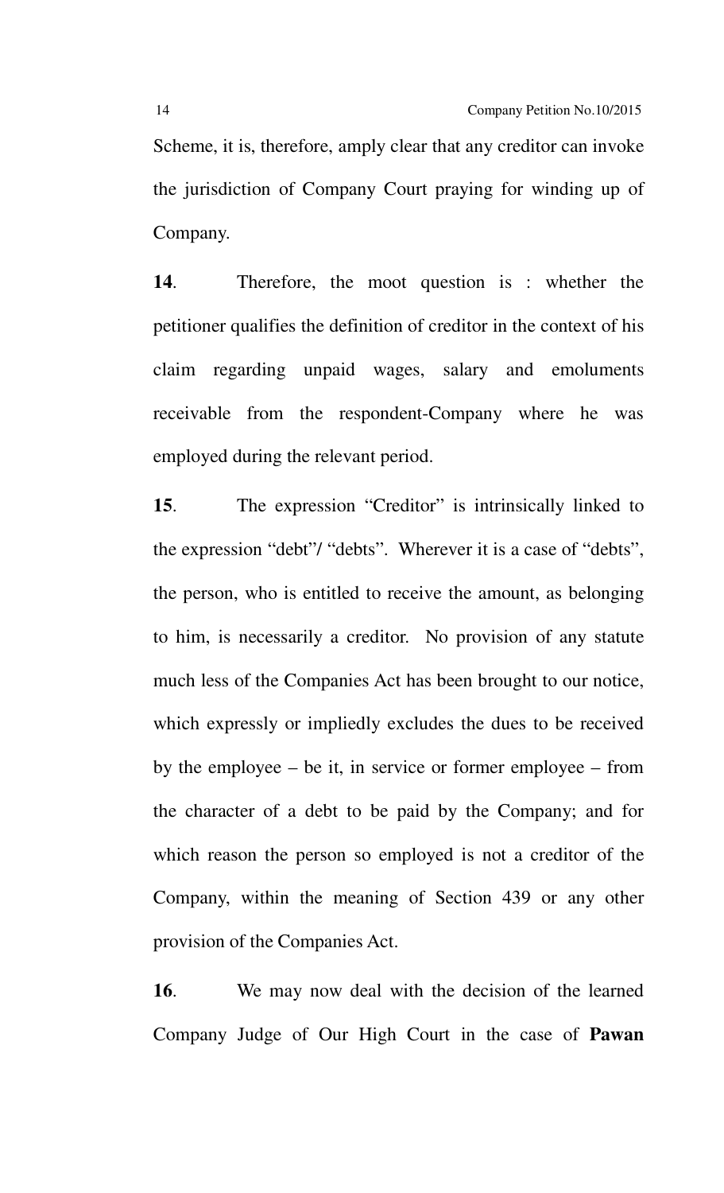Scheme, it is, therefore, amply clear that any creditor can invoke the jurisdiction of Company Court praying for winding up of Company.

**14**. Therefore, the moot question is : whether the petitioner qualifies the definition of creditor in the context of his claim regarding unpaid wages, salary and emoluments receivable from the respondent-Company where he was employed during the relevant period.

**15**. The expression "Creditor" is intrinsically linked to the expression "debt"/ "debts". Wherever it is a case of "debts", the person, who is entitled to receive the amount, as belonging to him, is necessarily a creditor. No provision of any statute much less of the Companies Act has been brought to our notice, which expressly or impliedly excludes the dues to be received by the employee – be it, in service or former employee – from the character of a debt to be paid by the Company; and for which reason the person so employed is not a creditor of the Company, within the meaning of Section 439 or any other provision of the Companies Act.

**16**. We may now deal with the decision of the learned Company Judge of Our High Court in the case of **Pawan**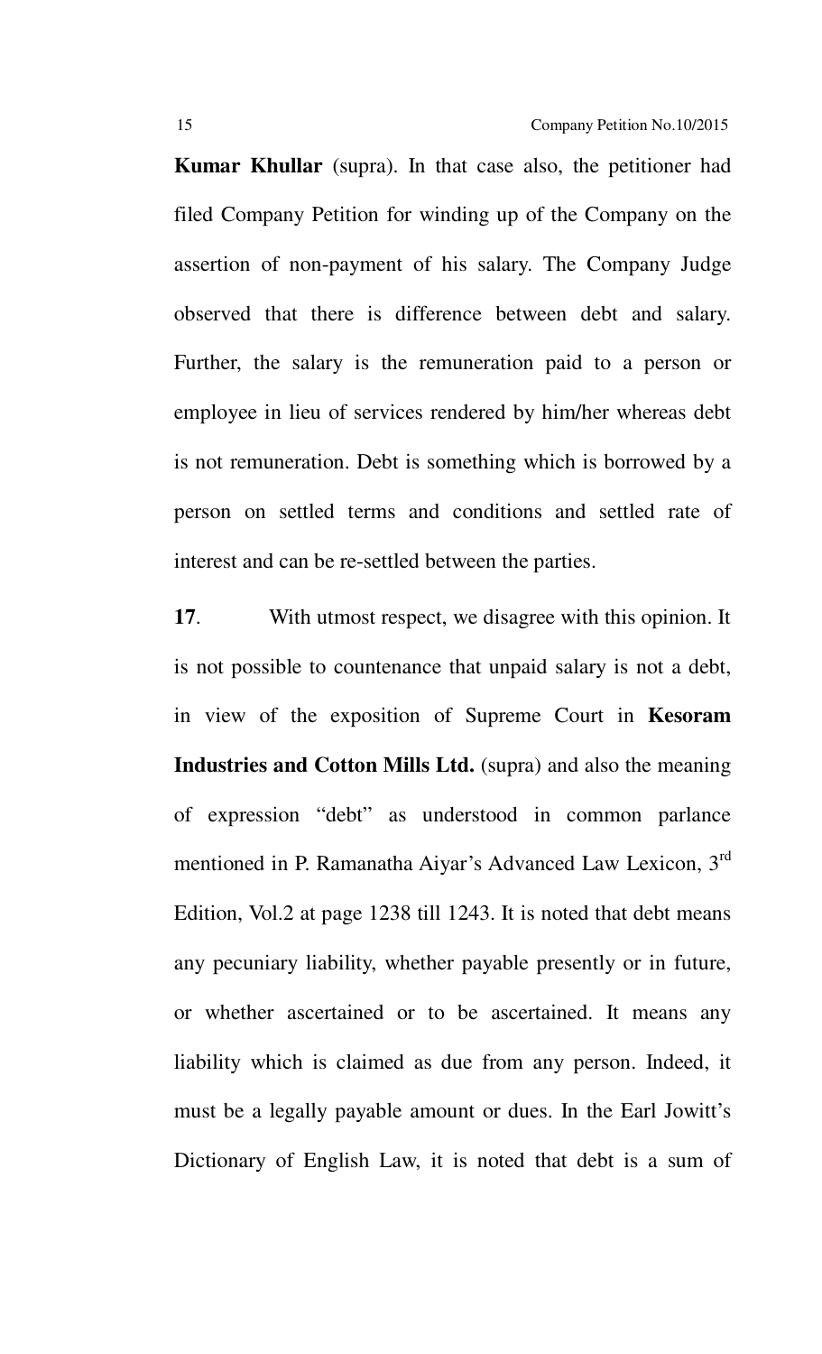**Kumar Khullar** (supra). In that case also, the petitioner had filed Company Petition for winding up of the Company on the assertion of non-payment of his salary. The Company Judge observed that there is difference between debt and salary. Further, the salary is the remuneration paid to a person or employee in lieu of services rendered by him/her whereas debt is not remuneration. Debt is something which is borrowed by a person on settled terms and conditions and settled rate of interest and can be re-settled between the parties.

**17**. With utmost respect, we disagree with this opinion. It is not possible to countenance that unpaid salary is not a debt, in view of the exposition of Supreme Court in **Kesoram Industries and Cotton Mills Ltd.** (supra) and also the meaning of expression "debt" as understood in common parlance mentioned in P. Ramanatha Aiyar's Advanced Law Lexicon, 3rd Edition, Vol.2 at page 1238 till 1243. It is noted that debt means any pecuniary liability, whether payable presently or in future, or whether ascertained or to be ascertained. It means any liability which is claimed as due from any person. Indeed, it must be a legally payable amount or dues. In the Earl Jowitt's Dictionary of English Law, it is noted that debt is a sum of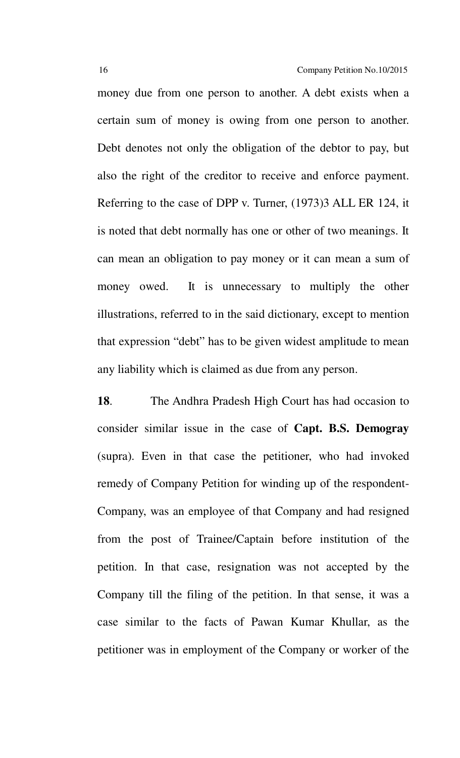money due from one person to another. A debt exists when a certain sum of money is owing from one person to another. Debt denotes not only the obligation of the debtor to pay, but also the right of the creditor to receive and enforce payment. Referring to the case of DPP v. Turner, (1973)3 ALL ER 124, it is noted that debt normally has one or other of two meanings. It can mean an obligation to pay money or it can mean a sum of money owed. It is unnecessary to multiply the other illustrations, referred to in the said dictionary, except to mention that expression "debt" has to be given widest amplitude to mean any liability which is claimed as due from any person.

**18**. The Andhra Pradesh High Court has had occasion to consider similar issue in the case of **Capt. B.S. Demogray** (supra). Even in that case the petitioner, who had invoked remedy of Company Petition for winding up of the respondent-Company, was an employee of that Company and had resigned from the post of Trainee/Captain before institution of the petition. In that case, resignation was not accepted by the Company till the filing of the petition. In that sense, it was a case similar to the facts of Pawan Kumar Khullar, as the petitioner was in employment of the Company or worker of the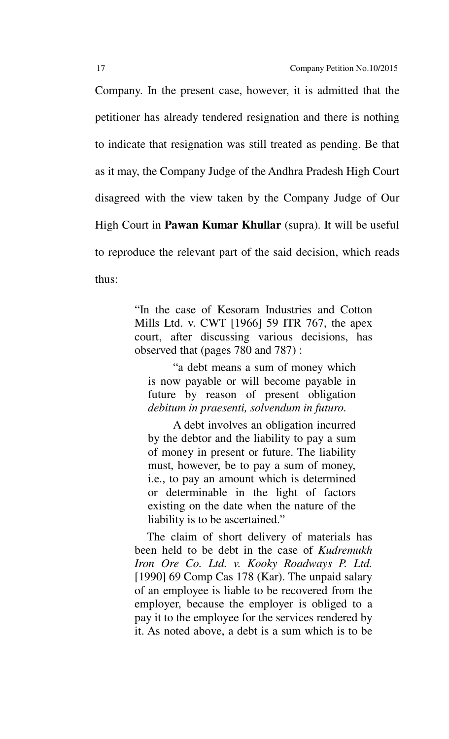Company. In the present case, however, it is admitted that the petitioner has already tendered resignation and there is nothing to indicate that resignation was still treated as pending. Be that as it may, the Company Judge of the Andhra Pradesh High Court disagreed with the view taken by the Company Judge of Our High Court in **Pawan Kumar Khullar** (supra). It will be useful to reproduce the relevant part of the said decision, which reads thus:

> "In the case of Kesoram Industries and Cotton Mills Ltd. v. CWT [1966] 59 ITR 767, the apex court, after discussing various decisions, has observed that (pages 780 and 787) :
>
> > "a debt means a sum of money which is now payable or will become payable in future by reason of present obligation *debitum in praesenti, solvendum in futuro.*
> >
> > A debt involves an obligation incurred by the debtor and the liability to pay a sum of money in present or future. The liability must, however, be to pay a sum of money, i.e., to pay an amount which is determined or determinable in the light of factors existing on the date when the nature of the liability is to be ascertained."
>
> The claim of short delivery of materials has been held to be debt in the case of *Kudremukh Iron Ore Co. Ltd. v. Kooky Roadways P. Ltd.* [1990] 69 Comp Cas 178 (Kar). The unpaid salary of an employee is liable to be recovered from the employer, because the employer is obliged to a pay it to the employee for the services rendered by it. As noted above, a debt is a sum which is to be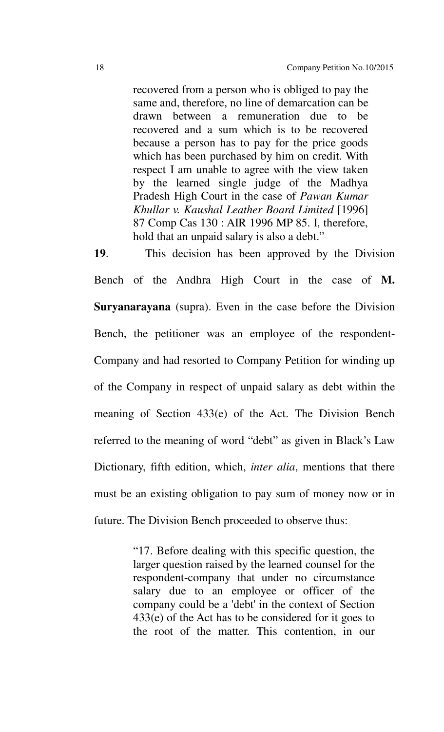> recovered from a person who is obliged to pay the same and, therefore, no line of demarcation can be drawn between a remuneration due to be recovered and a sum which is to be recovered because a person has to pay for the price goods which has been purchased by him on credit. With respect I am unable to agree with the view taken by the learned single judge of the Madhya Pradesh High Court in the case of *Pawan Kumar Khullar v. Kaushal Leather Board Limited* [1996] 87 Comp Cas 130 : AIR 1996 MP 85. I, therefore, hold that an unpaid salary is also a debt."

**19**. This decision has been approved by the Division Bench of the Andhra High Court in the case of **M. Suryanarayana** (supra). Even in the case before the Division Bench, the petitioner was an employee of the respondent-Company and had resorted to Company Petition for winding up of the Company in respect of unpaid salary as debt within the meaning of Section 433(e) of the Act. The Division Bench referred to the meaning of word "debt" as given in Black's Law Dictionary, fifth edition, which, *inter alia*, mentions that there must be an existing obligation to pay sum of money now or in future. The Division Bench proceeded to observe thus:

> "17. Before dealing with this specific question, the larger question raised by the learned counsel for the respondent-company that under no circumstance salary due to an employee or officer of the company could be a 'debt' in the context of Section 433(e) of the Act has to be considered for it goes to the root of the matter. This contention, in our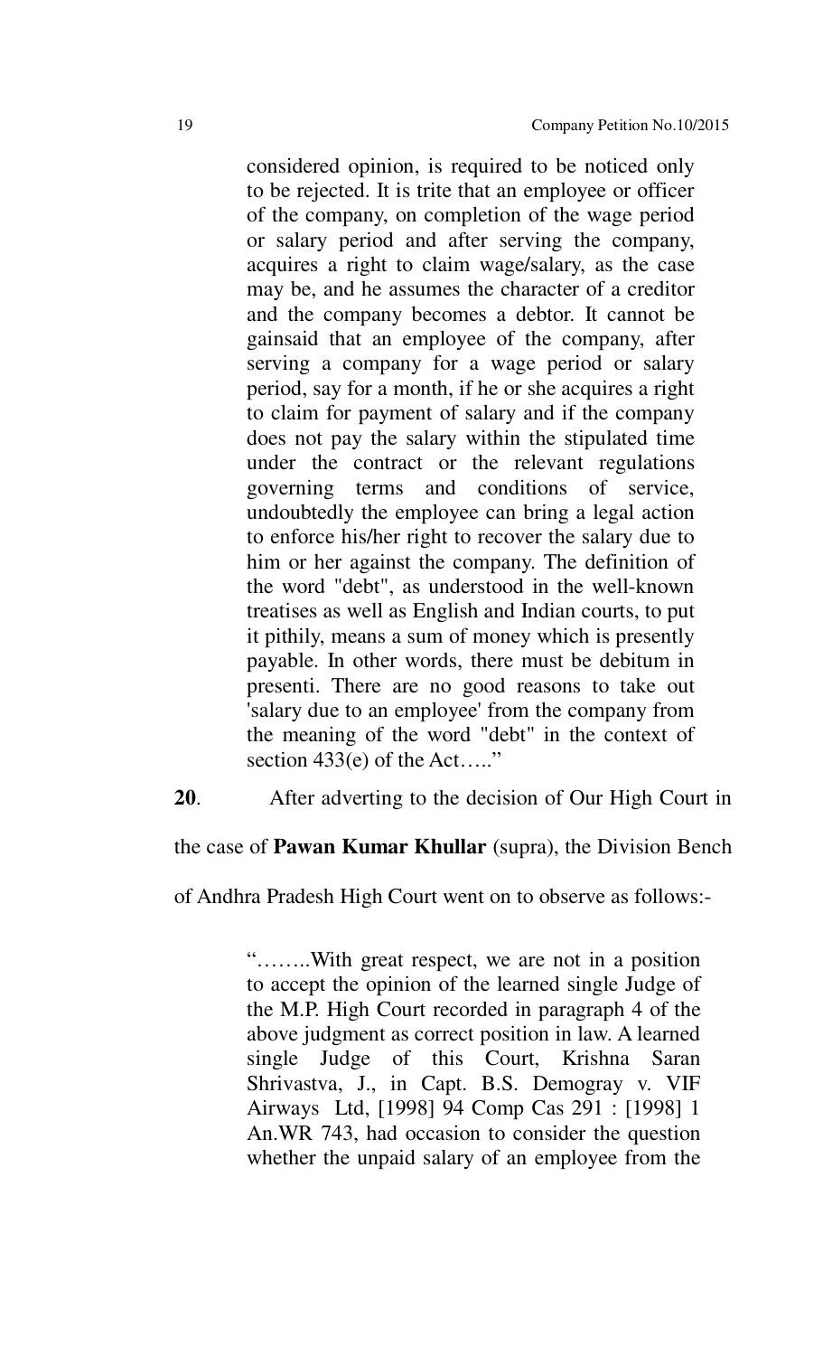> considered opinion, is required to be noticed only to be rejected. It is trite that an employee or officer of the company, on completion of the wage period or salary period and after serving the company, acquires a right to claim wage/salary, as the case may be, and he assumes the character of a creditor and the company becomes a debtor. It cannot be gainsaid that an employee of the company, after serving a company for a wage period or salary period, say for a month, if he or she acquires a right to claim for payment of salary and if the company does not pay the salary within the stipulated time under the contract or the relevant regulations governing terms and conditions of service, undoubtedly the employee can bring a legal action to enforce his/her right to recover the salary due to him or her against the company. The definition of the word "debt", as understood in the well-known treatises as well as English and Indian courts, to put it pithily, means a sum of money which is presently payable. In other words, there must be debitum in presenti. There are no good reasons to take out 'salary due to an employee' from the company from the meaning of the word "debt" in the context of section 433(e) of the Act….."

**20**. After adverting to the decision of Our High Court in the case of **Pawan Kumar Khullar** (supra), the Division Bench of Andhra Pradesh High Court went on to observe as follows:-

> "……..With great respect, we are not in a position to accept the opinion of the learned single Judge of the M.P. High Court recorded in paragraph 4 of the above judgment as correct position in law. A learned single Judge of this Court, Krishna Saran Shrivastva, J., in Capt. B.S. Demogray v. VIF Airways Ltd, [1998] 94 Comp Cas 291 : [1998] 1 An.WR 743, had occasion to consider the question whether the unpaid salary of an employee from the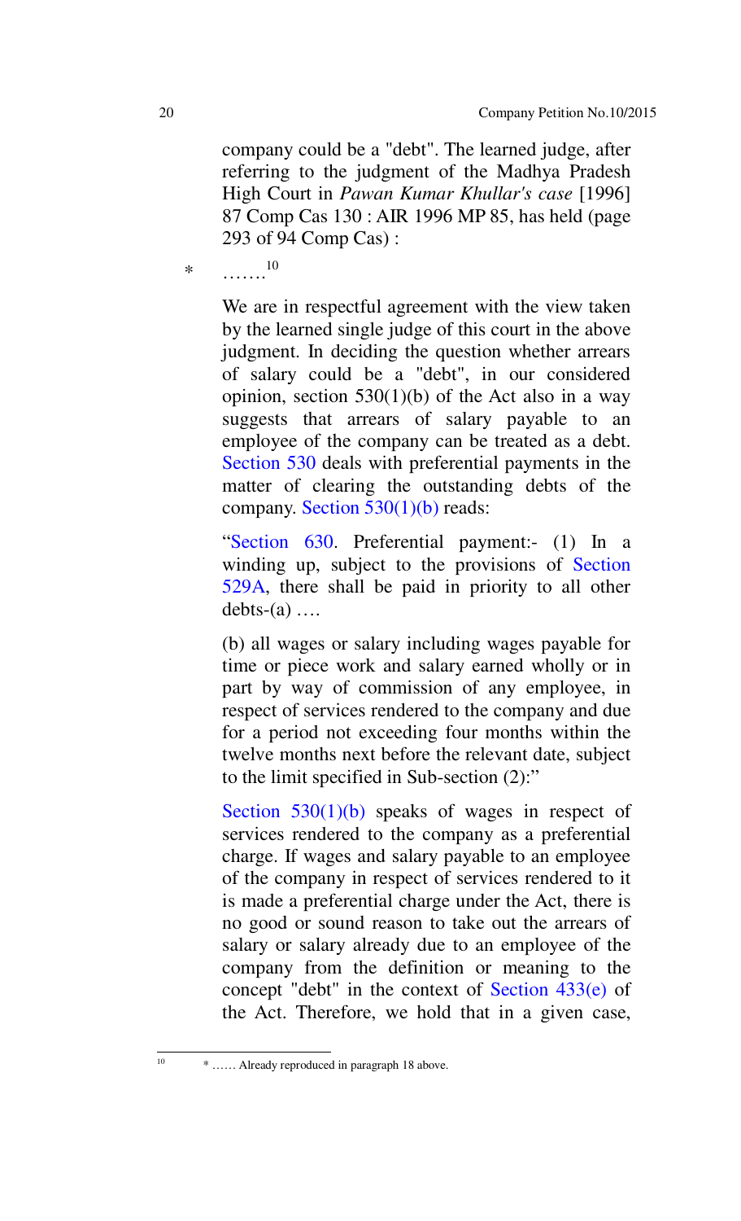company could be a "debt". The learned judge, after referring to the judgment of the Madhya Pradesh High Court in *Pawan Kumar Khullar's case* [1996] 87 Comp Cas 130 : AIR 1996 MP 85, has held (page 293 of 94 Comp Cas) :

* …….[10]

We are in respectful agreement with the view taken by the learned single judge of this court in the above judgment. In deciding the question whether arrears of salary could be a "debt", in our considered opinion, section 530(1)(b) of the Act also in a way suggests that arrears of salary payable to an employee of the company can be treated as a debt. Section 530 deals with preferential payments in the matter of clearing the outstanding debts of the company. Section 530(1)(b) reads:

"Section 630. Preferential payment:- (1) In a winding up, subject to the provisions of Section 529A, there shall be paid in priority to all other debts-(a) ….

(b) all wages or salary including wages payable for time or piece work and salary earned wholly or in part by way of commission of any employee, in respect of services rendered to the company and due for a period not exceeding four months within the twelve months next before the relevant date, subject to the limit specified in Sub-section (2):"

Section 530(1)(b) speaks of wages in respect of services rendered to the company as a preferential charge. If wages and salary payable to an employee of the company in respect of services rendered to it is made a preferential charge under the Act, there is no good or sound reason to take out the arrears of salary or salary already due to an employee of the company from the definition or meaning to the concept "debt" in the context of Section 433(e) of the Act. Therefore, we hold that in a given case,

---

[10] * …… Already reproduced in paragraph 18 above.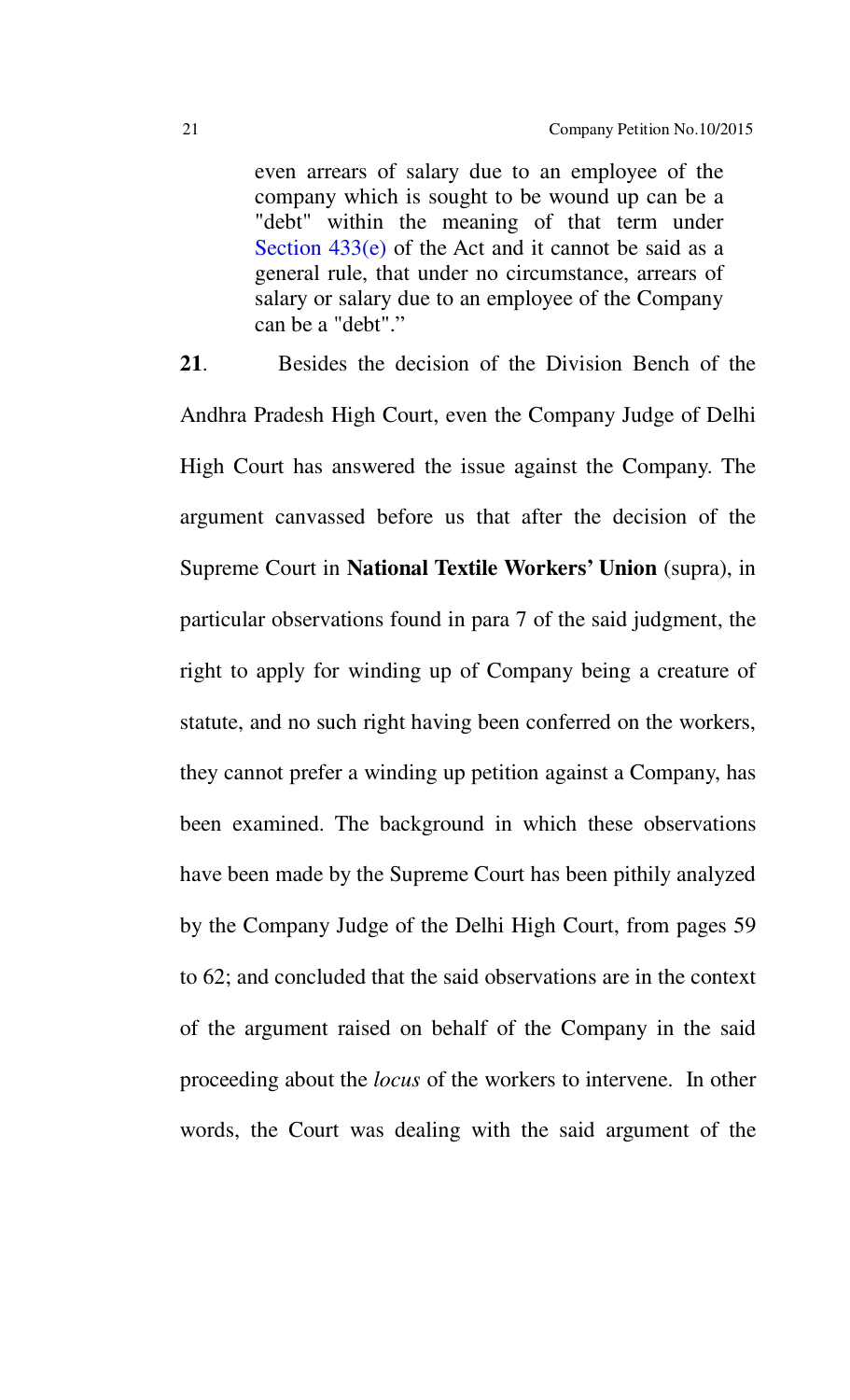> even arrears of salary due to an employee of the company which is sought to be wound up can be a "debt" within the meaning of that term under Section 433(e) of the Act and it cannot be said as a general rule, that under no circumstance, arrears of salary or salary due to an employee of the Company can be a "debt"."

**21**. Besides the decision of the Division Bench of the Andhra Pradesh High Court, even the Company Judge of Delhi High Court has answered the issue against the Company. The argument canvassed before us that after the decision of the Supreme Court in **National Textile Workers' Union** (supra), in particular observations found in para 7 of the said judgment, the right to apply for winding up of Company being a creature of statute, and no such right having been conferred on the workers, they cannot prefer a winding up petition against a Company, has been examined. The background in which these observations have been made by the Supreme Court has been pithily analyzed by the Company Judge of the Delhi High Court, from pages 59 to 62; and concluded that the said observations are in the context of the argument raised on behalf of the Company in the said proceeding about the *locus* of the workers to intervene. In other words, the Court was dealing with the said argument of the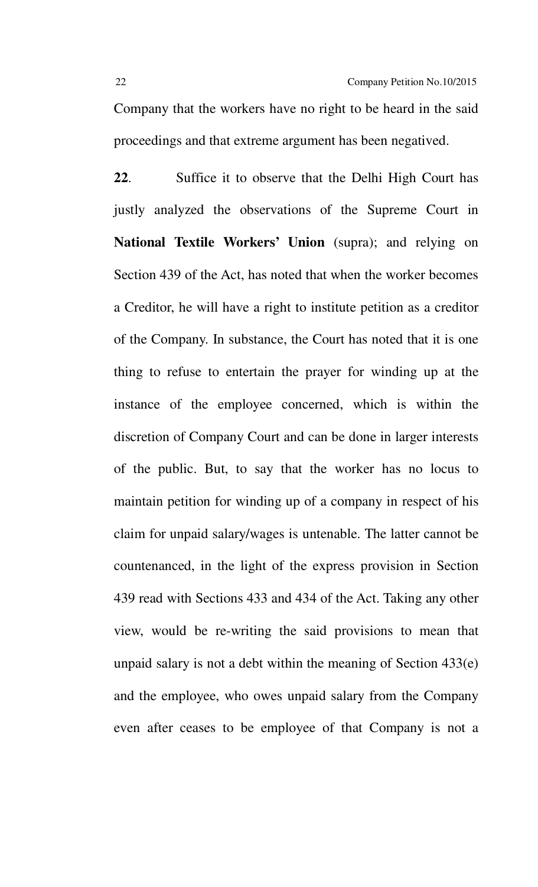Company that the workers have no right to be heard in the said proceedings and that extreme argument has been negatived.

**22**. Suffice it to observe that the Delhi High Court has justly analyzed the observations of the Supreme Court in **National Textile Workers' Union** (supra); and relying on Section 439 of the Act, has noted that when the worker becomes a Creditor, he will have a right to institute petition as a creditor of the Company. In substance, the Court has noted that it is one thing to refuse to entertain the prayer for winding up at the instance of the employee concerned, which is within the discretion of Company Court and can be done in larger interests of the public. But, to say that the worker has no locus to maintain petition for winding up of a company in respect of his claim for unpaid salary/wages is untenable. The latter cannot be countenanced, in the light of the express provision in Section 439 read with Sections 433 and 434 of the Act. Taking any other view, would be re-writing the said provisions to mean that unpaid salary is not a debt within the meaning of Section 433(e) and the employee, who owes unpaid salary from the Company even after ceases to be employee of that Company is not a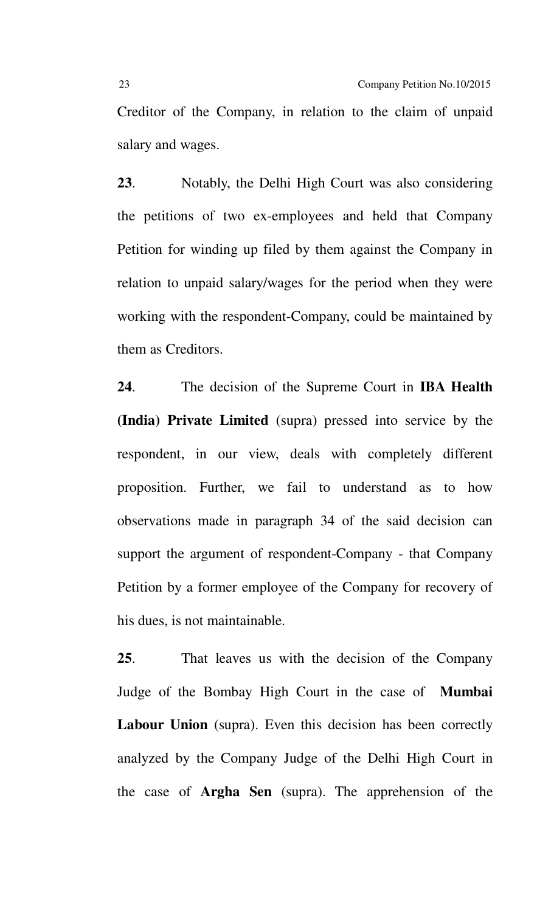Creditor of the Company, in relation to the claim of unpaid salary and wages.

**23**. Notably, the Delhi High Court was also considering the petitions of two ex-employees and held that Company Petition for winding up filed by them against the Company in relation to unpaid salary/wages for the period when they were working with the respondent-Company, could be maintained by them as Creditors.

**24**. The decision of the Supreme Court in **IBA Health (India) Private Limited** (supra) pressed into service by the respondent, in our view, deals with completely different proposition. Further, we fail to understand as to how observations made in paragraph 34 of the said decision can support the argument of respondent-Company - that Company Petition by a former employee of the Company for recovery of his dues, is not maintainable.

**25**. That leaves us with the decision of the Company Judge of the Bombay High Court in the case of **Mumbai Labour Union** (supra). Even this decision has been correctly analyzed by the Company Judge of the Delhi High Court in the case of **Argha Sen** (supra). The apprehension of the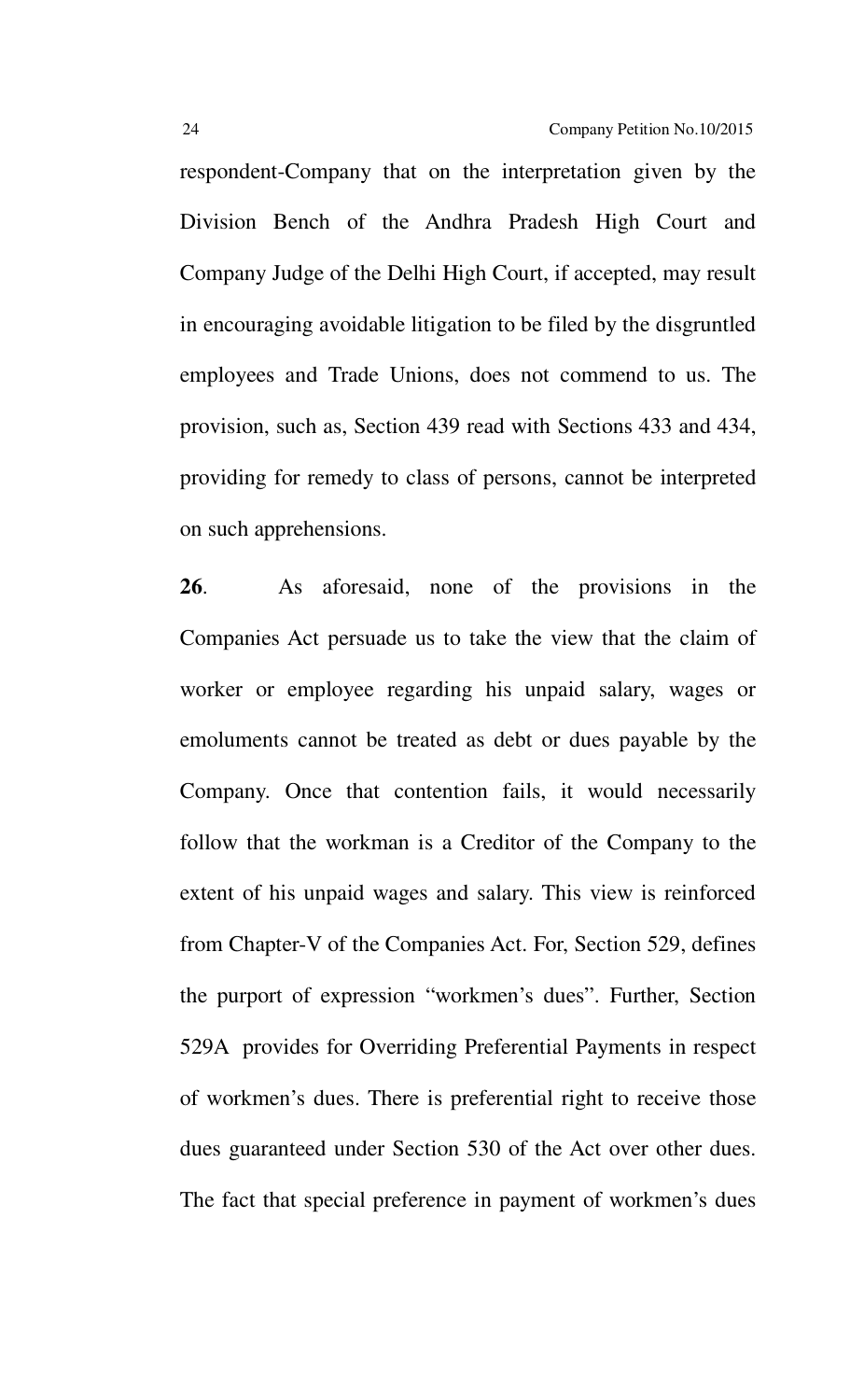respondent-Company that on the interpretation given by the Division Bench of the Andhra Pradesh High Court and Company Judge of the Delhi High Court, if accepted, may result in encouraging avoidable litigation to be filed by the disgruntled employees and Trade Unions, does not commend to us. The provision, such as, Section 439 read with Sections 433 and 434, providing for remedy to class of persons, cannot be interpreted on such apprehensions.

**26**. As aforesaid, none of the provisions in the Companies Act persuade us to take the view that the claim of worker or employee regarding his unpaid salary, wages or emoluments cannot be treated as debt or dues payable by the Company. Once that contention fails, it would necessarily follow that the workman is a Creditor of the Company to the extent of his unpaid wages and salary. This view is reinforced from Chapter-V of the Companies Act. For, Section 529, defines the purport of expression "workmen's dues". Further, Section 529A provides for Overriding Preferential Payments in respect of workmen's dues. There is preferential right to receive those dues guaranteed under Section 530 of the Act over other dues. The fact that special preference in payment of workmen's dues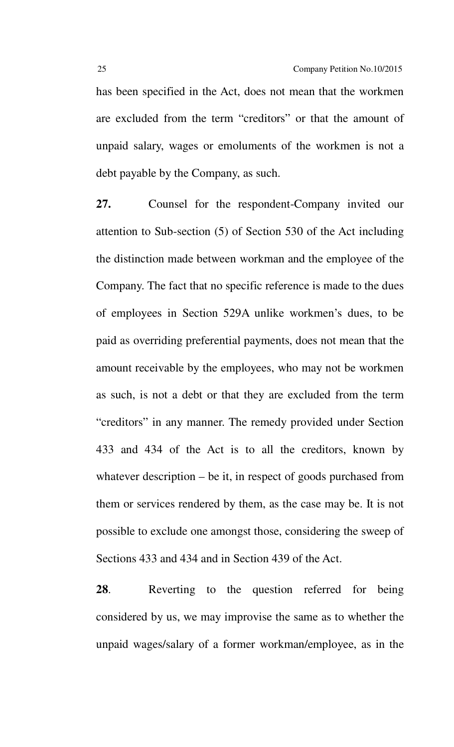has been specified in the Act, does not mean that the workmen are excluded from the term "creditors" or that the amount of unpaid salary, wages or emoluments of the workmen is not a debt payable by the Company, as such.

**27.** Counsel for the respondent-Company invited our attention to Sub-section (5) of Section 530 of the Act including the distinction made between workman and the employee of the Company. The fact that no specific reference is made to the dues of employees in Section 529A unlike workmen's dues, to be paid as overriding preferential payments, does not mean that the amount receivable by the employees, who may not be workmen as such, is not a debt or that they are excluded from the term "creditors" in any manner. The remedy provided under Section 433 and 434 of the Act is to all the creditors, known by whatever description – be it, in respect of goods purchased from them or services rendered by them, as the case may be. It is not possible to exclude one amongst those, considering the sweep of Sections 433 and 434 and in Section 439 of the Act.

**28**. Reverting to the question referred for being considered by us, we may improvise the same as to whether the unpaid wages/salary of a former workman/employee, as in the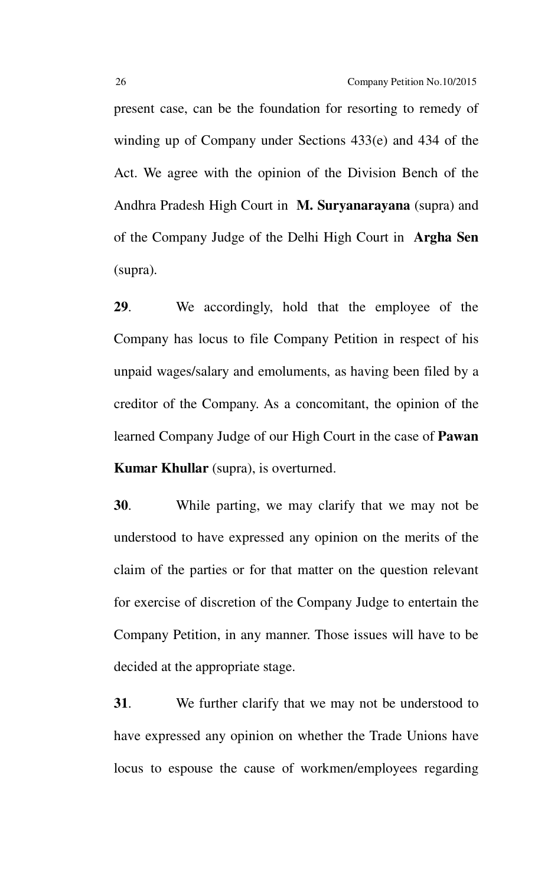present case, can be the foundation for resorting to remedy of winding up of Company under Sections 433(e) and 434 of the Act. We agree with the opinion of the Division Bench of the Andhra Pradesh High Court in **M. Suryanarayana** (supra) and of the Company Judge of the Delhi High Court in **Argha Sen** (supra).

**29**. We accordingly, hold that the employee of the Company has locus to file Company Petition in respect of his unpaid wages/salary and emoluments, as having been filed by a creditor of the Company. As a concomitant, the opinion of the learned Company Judge of our High Court in the case of **Pawan Kumar Khullar** (supra), is overturned.

**30**. While parting, we may clarify that we may not be understood to have expressed any opinion on the merits of the claim of the parties or for that matter on the question relevant for exercise of discretion of the Company Judge to entertain the Company Petition, in any manner. Those issues will have to be decided at the appropriate stage.

**31**. We further clarify that we may not be understood to have expressed any opinion on whether the Trade Unions have locus to espouse the cause of workmen/employees regarding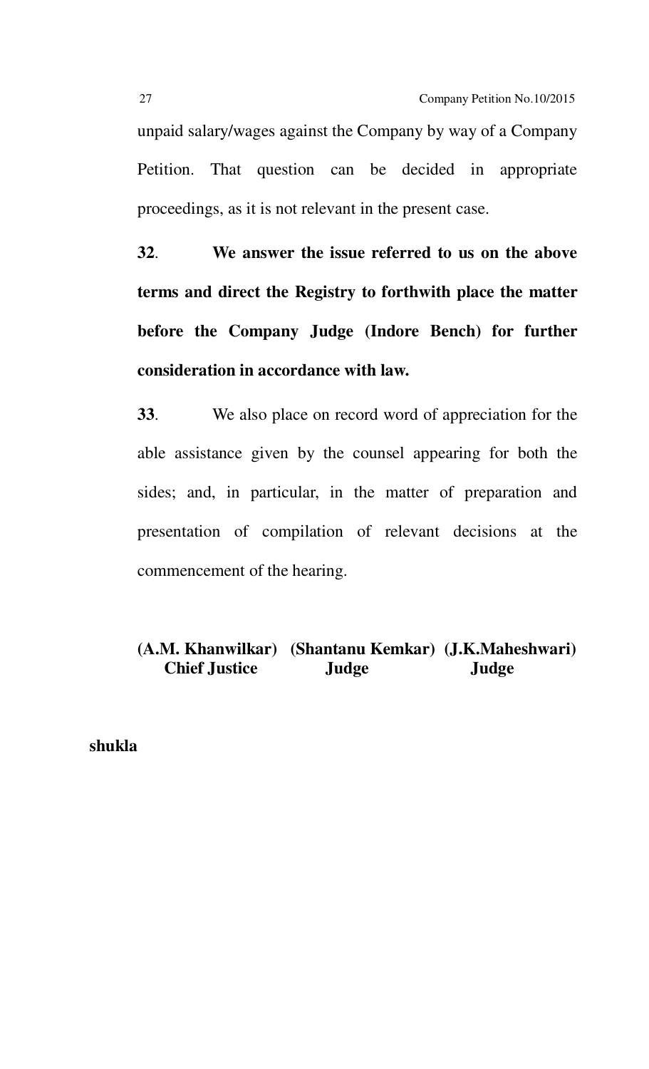unpaid salary/wages against the Company by way of a Company Petition. That question can be decided in appropriate proceedings, as it is not relevant in the present case.

**32**. **We answer the issue referred to us on the above terms and direct the Registry to forthwith place the matter before the Company Judge (Indore Bench) for further consideration in accordance with law.**

**33**. We also place on record word of appreciation for the able assistance given by the counsel appearing for both the sides; and, in particular, in the matter of preparation and presentation of compilation of relevant decisions at the commencement of the hearing.

| | | |
|---|---|---|
| **(A.M. Khanwilkar)** | **(Shantanu Kemkar)** | **(J.K.Maheshwari)** |
| **Chief Justice** | **Judge** | **Judge** |

**shukla**